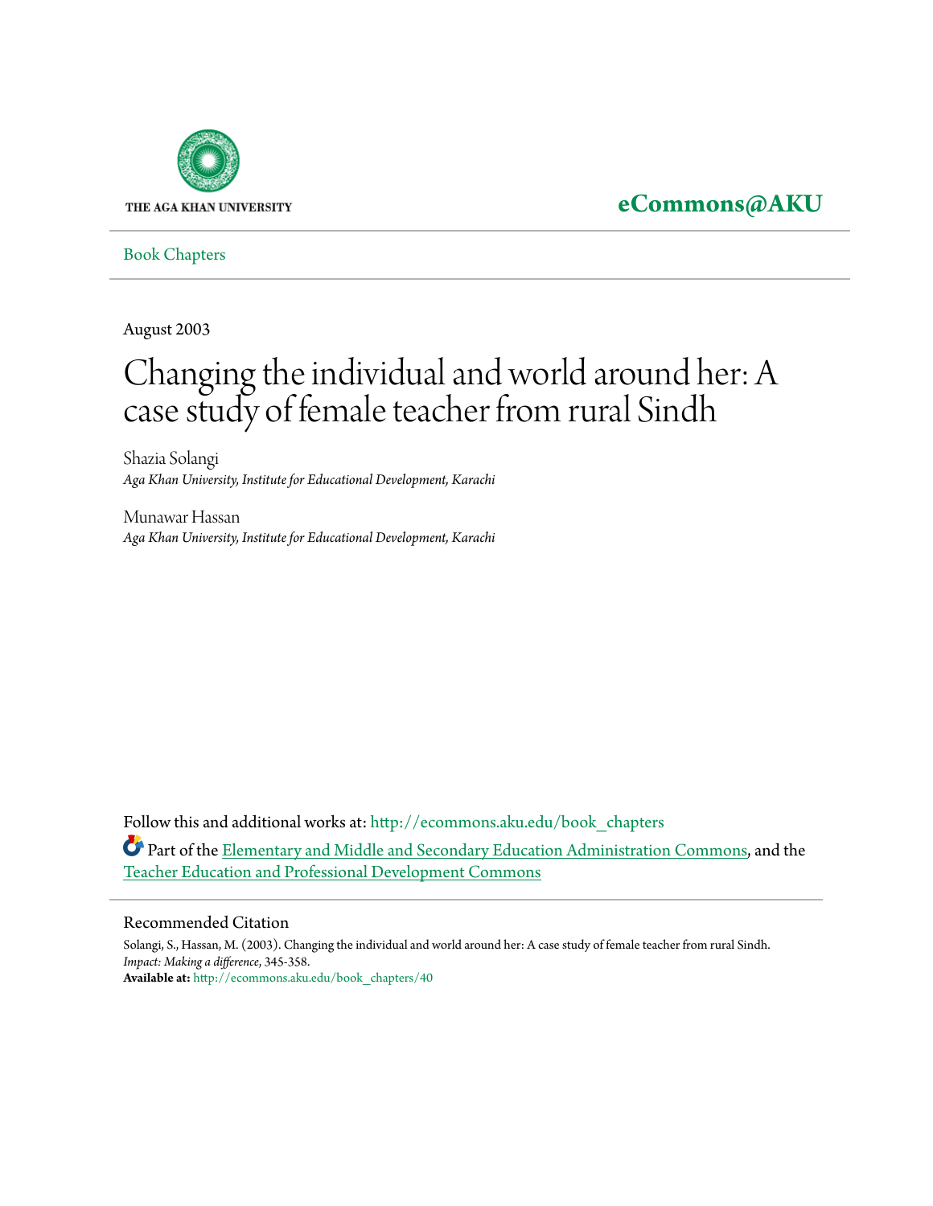THE AGA KHAN UNIVERSITY

**eCommons@AKU**

Book Chapters

August 2003

# Changing the individual and world around her: A case study of female teacher from rural Sindh

Shazia Solangi
*Aga Khan University, Institute for Educational Development, Karachi*

Munawar Hassan
*Aga Khan University, Institute for Educational Development, Karachi*

Follow this and additional works at: http://ecommons.aku.edu/book_chapters

Part of the Elementary and Middle and Secondary Education Administration Commons, and the Teacher Education and Professional Development Commons

## Recommended Citation

Solangi, S., Hassan, M. (2003). Changing the individual and world around her: A case study of female teacher from rural Sindh. *Impact: Making a difference*, 345-358.
**Available at:** http://ecommons.aku.edu/book_chapters/40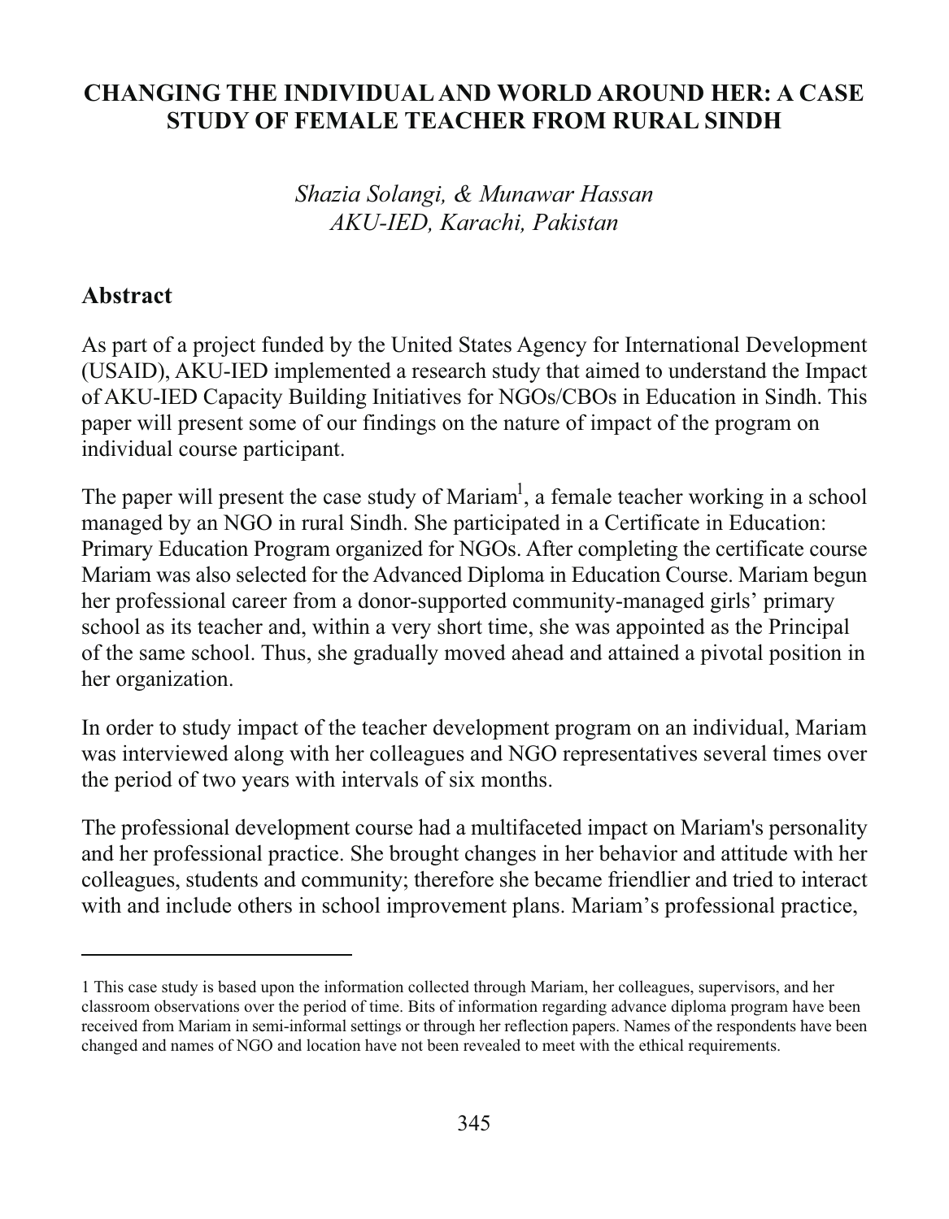# CHANGING THE INDIVIDUAL AND WORLD AROUND HER: A CASE STUDY OF FEMALE TEACHER FROM RURAL SINDH

*Shazia Solangi, & Munawar Hassan*
*AKU-IED, Karachi, Pakistan*

## Abstract

As part of a project funded by the United States Agency for International Development (USAID), AKU-IED implemented a research study that aimed to understand the Impact of AKU-IED Capacity Building Initiatives for NGOs/CBOs in Education in Sindh. This paper will present some of our findings on the nature of impact of the program on individual course participant.

The paper will present the case study of Mariam[1], a female teacher working in a school managed by an NGO in rural Sindh. She participated in a Certificate in Education: Primary Education Program organized for NGOs. After completing the certificate course Mariam was also selected for the Advanced Diploma in Education Course. Mariam begun her professional career from a donor-supported community-managed girls' primary school as its teacher and, within a very short time, she was appointed as the Principal of the same school. Thus, she gradually moved ahead and attained a pivotal position in her organization.

In order to study impact of the teacher development program on an individual, Mariam was interviewed along with her colleagues and NGO representatives several times over the period of two years with intervals of six months.

The professional development course had a multifaceted impact on Mariam's personality and her professional practice. She brought changes in her behavior and attitude with her colleagues, students and community; therefore she became friendlier and tried to interact with and include others in school improvement plans. Mariam's professional practice,

---

1 This case study is based upon the information collected through Mariam, her colleagues, supervisors, and her classroom observations over the period of time. Bits of information regarding advance diploma program have been received from Mariam in semi-informal settings or through her reflection papers. Names of the respondents have been changed and names of NGO and location have not been revealed to meet with the ethical requirements.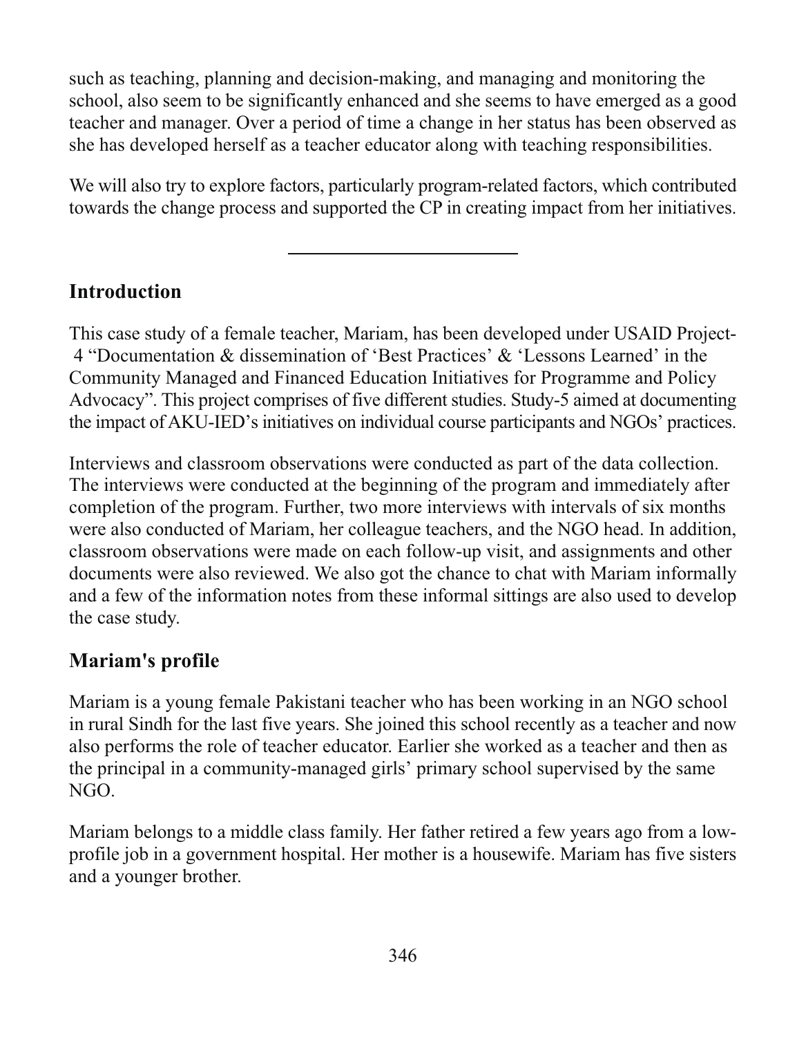such as teaching, planning and decision-making, and managing and monitoring the school, also seem to be significantly enhanced and she seems to have emerged as a good teacher and manager. Over a period of time a change in her status has been observed as she has developed herself as a teacher educator along with teaching responsibilities.

We will also try to explore factors, particularly program-related factors, which contributed towards the change process and supported the CP in creating impact from her initiatives.

---

## Introduction

This case study of a female teacher, Mariam, has been developed under USAID Project-4 "Documentation & dissemination of 'Best Practices' & 'Lessons Learned' in the Community Managed and Financed Education Initiatives for Programme and Policy Advocacy". This project comprises of five different studies. Study-5 aimed at documenting the impact of AKU-IED's initiatives on individual course participants and NGOs' practices.

Interviews and classroom observations were conducted as part of the data collection. The interviews were conducted at the beginning of the program and immediately after completion of the program. Further, two more interviews with intervals of six months were also conducted of Mariam, her colleague teachers, and the NGO head. In addition, classroom observations were made on each follow-up visit, and assignments and other documents were also reviewed. We also got the chance to chat with Mariam informally and a few of the information notes from these informal sittings are also used to develop the case study.

## Mariam's profile

Mariam is a young female Pakistani teacher who has been working in an NGO school in rural Sindh for the last five years. She joined this school recently as a teacher and now also performs the role of teacher educator. Earlier she worked as a teacher and then as the principal in a community-managed girls' primary school supervised by the same NGO.

Mariam belongs to a middle class family. Her father retired a few years ago from a low-profile job in a government hospital. Her mother is a housewife. Mariam has five sisters and a younger brother.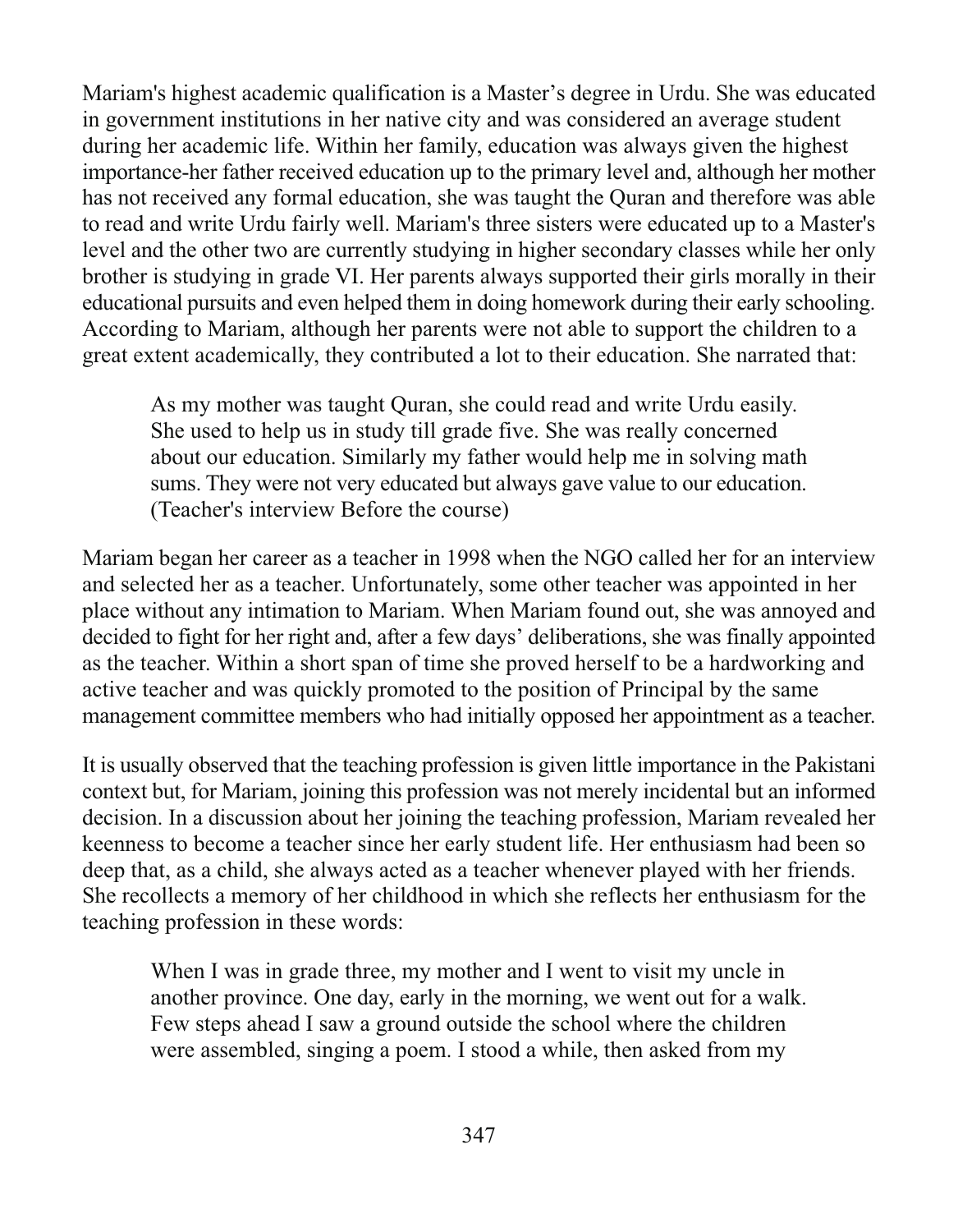Mariam's highest academic qualification is a Master's degree in Urdu. She was educated in government institutions in her native city and was considered an average student during her academic life. Within her family, education was always given the highest importance-her father received education up to the primary level and, although her mother has not received any formal education, she was taught the Quran and therefore was able to read and write Urdu fairly well. Mariam's three sisters were educated up to a Master's level and the other two are currently studying in higher secondary classes while her only brother is studying in grade VI. Her parents always supported their girls morally in their educational pursuits and even helped them in doing homework during their early schooling. According to Mariam, although her parents were not able to support the children to a great extent academically, they contributed a lot to their education. She narrated that:

> As my mother was taught Quran, she could read and write Urdu easily. She used to help us in study till grade five. She was really concerned about our education. Similarly my father would help me in solving math sums. They were not very educated but always gave value to our education. (Teacher's interview Before the course)

Mariam began her career as a teacher in 1998 when the NGO called her for an interview and selected her as a teacher. Unfortunately, some other teacher was appointed in her place without any intimation to Mariam. When Mariam found out, she was annoyed and decided to fight for her right and, after a few days' deliberations, she was finally appointed as the teacher. Within a short span of time she proved herself to be a hardworking and active teacher and was quickly promoted to the position of Principal by the same management committee members who had initially opposed her appointment as a teacher.

It is usually observed that the teaching profession is given little importance in the Pakistani context but, for Mariam, joining this profession was not merely incidental but an informed decision. In a discussion about her joining the teaching profession, Mariam revealed her keenness to become a teacher since her early student life. Her enthusiasm had been so deep that, as a child, she always acted as a teacher whenever played with her friends. She recollects a memory of her childhood in which she reflects her enthusiasm for the teaching profession in these words:

> When I was in grade three, my mother and I went to visit my uncle in another province. One day, early in the morning, we went out for a walk. Few steps ahead I saw a ground outside the school where the children were assembled, singing a poem. I stood a while, then asked from my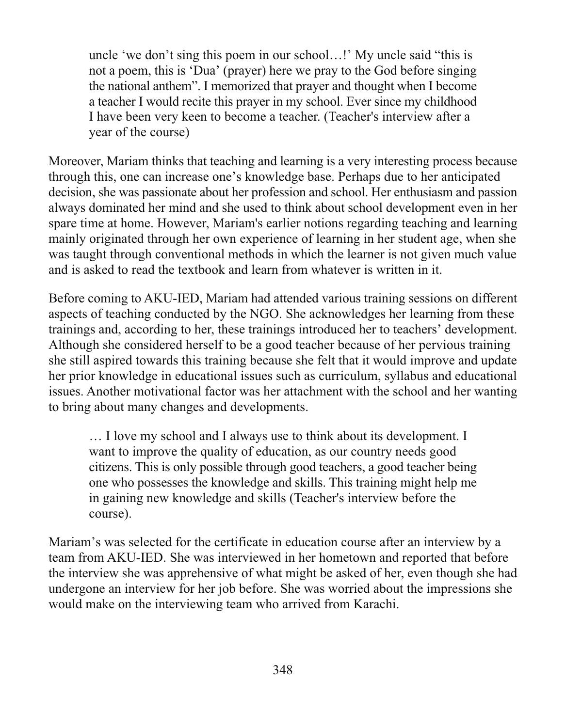> uncle 'we don't sing this poem in our school…!' My uncle said "this is not a poem, this is 'Dua' (prayer) here we pray to the God before singing the national anthem". I memorized that prayer and thought when I become a teacher I would recite this prayer in my school. Ever since my childhood I have been very keen to become a teacher. (Teacher's interview after a year of the course)

Moreover, Mariam thinks that teaching and learning is a very interesting process because through this, one can increase one's knowledge base. Perhaps due to her anticipated decision, she was passionate about her profession and school. Her enthusiasm and passion always dominated her mind and she used to think about school development even in her spare time at home. However, Mariam's earlier notions regarding teaching and learning mainly originated through her own experience of learning in her student age, when she was taught through conventional methods in which the learner is not given much value and is asked to read the textbook and learn from whatever is written in it.

Before coming to AKU-IED, Mariam had attended various training sessions on different aspects of teaching conducted by the NGO. She acknowledges her learning from these trainings and, according to her, these trainings introduced her to teachers' development. Although she considered herself to be a good teacher because of her pervious training she still aspired towards this training because she felt that it would improve and update her prior knowledge in educational issues such as curriculum, syllabus and educational issues. Another motivational factor was her attachment with the school and her wanting to bring about many changes and developments.

> … I love my school and I always use to think about its development. I want to improve the quality of education, as our country needs good citizens. This is only possible through good teachers, a good teacher being one who possesses the knowledge and skills. This training might help me in gaining new knowledge and skills (Teacher's interview before the course).

Mariam's was selected for the certificate in education course after an interview by a team from AKU-IED. She was interviewed in her hometown and reported that before the interview she was apprehensive of what might be asked of her, even though she had undergone an interview for her job before. She was worried about the impressions she would make on the interviewing team who arrived from Karachi.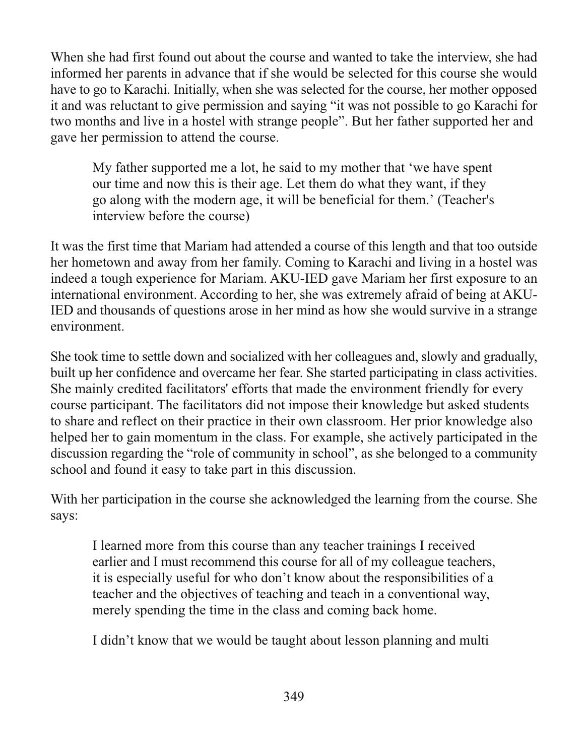When she had first found out about the course and wanted to take the interview, she had informed her parents in advance that if she would be selected for this course she would have to go to Karachi. Initially, when she was selected for the course, her mother opposed it and was reluctant to give permission and saying “it was not possible to go Karachi for two months and live in a hostel with strange people”. But her father supported her and gave her permission to attend the course.

> My father supported me a lot, he said to my mother that ‘we have spent our time and now this is their age. Let them do what they want, if they go along with the modern age, it will be beneficial for them.’ (Teacher's interview before the course)

It was the first time that Mariam had attended a course of this length and that too outside her hometown and away from her family. Coming to Karachi and living in a hostel was indeed a tough experience for Mariam. AKU-IED gave Mariam her first exposure to an international environment. According to her, she was extremely afraid of being at AKU-IED and thousands of questions arose in her mind as how she would survive in a strange environment.

She took time to settle down and socialized with her colleagues and, slowly and gradually, built up her confidence and overcame her fear. She started participating in class activities. She mainly credited facilitators' efforts that made the environment friendly for every course participant. The facilitators did not impose their knowledge but asked students to share and reflect on their practice in their own classroom. Her prior knowledge also helped her to gain momentum in the class. For example, she actively participated in the discussion regarding the “role of community in school”, as she belonged to a community school and found it easy to take part in this discussion.

With her participation in the course she acknowledged the learning from the course. She says:

> I learned more from this course than any teacher trainings I received earlier and I must recommend this course for all of my colleague teachers, it is especially useful for who don’t know about the responsibilities of a teacher and the objectives of teaching and teach in a conventional way, merely spending the time in the class and coming back home.
>
> I didn’t know that we would be taught about lesson planning and multi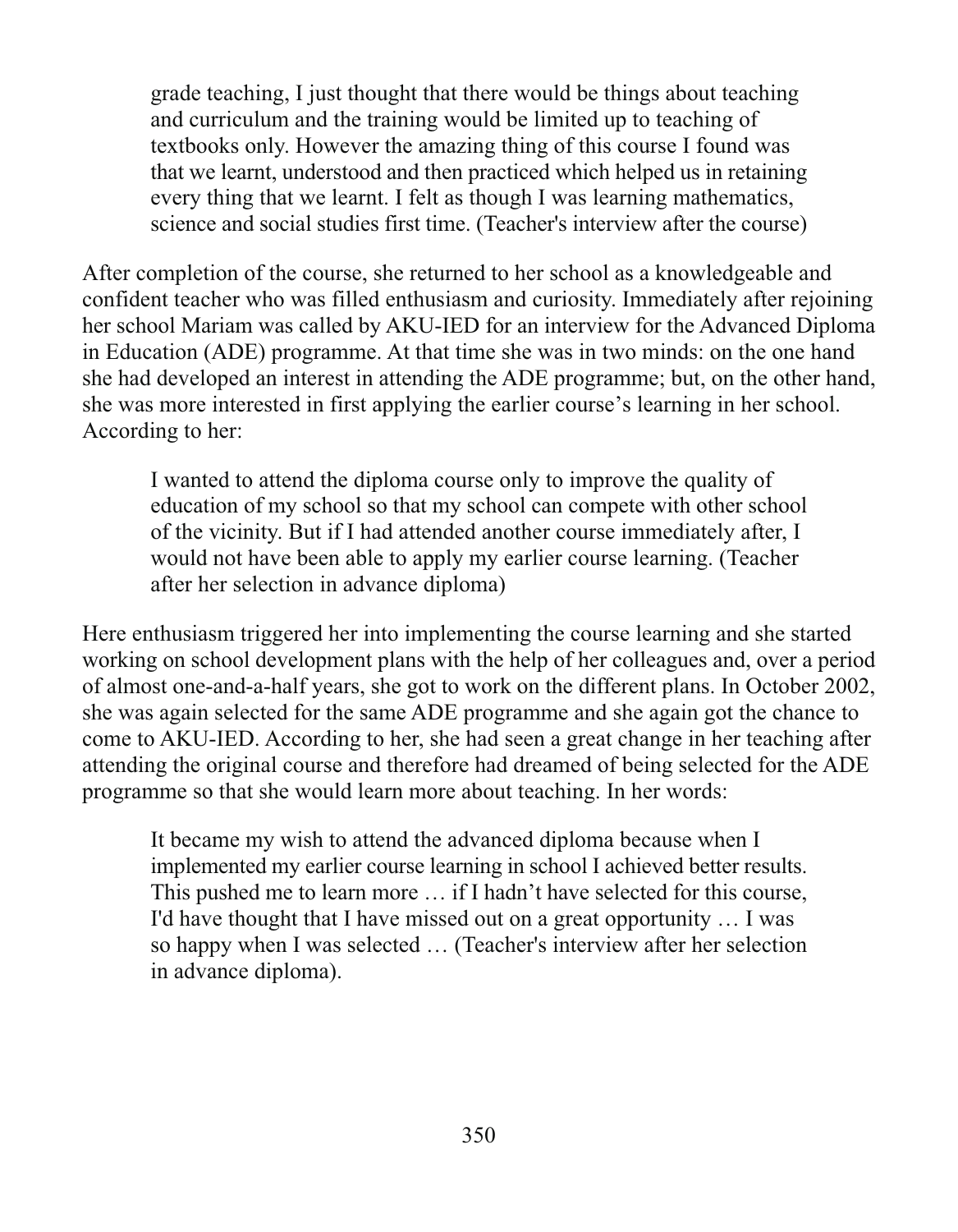> grade teaching, I just thought that there would be things about teaching and curriculum and the training would be limited up to teaching of textbooks only. However the amazing thing of this course I found was that we learnt, understood and then practiced which helped us in retaining every thing that we learnt. I felt as though I was learning mathematics, science and social studies first time. (Teacher's interview after the course)

After completion of the course, she returned to her school as a knowledgeable and confident teacher who was filled enthusiasm and curiosity. Immediately after rejoining her school Mariam was called by AKU-IED for an interview for the Advanced Diploma in Education (ADE) programme. At that time she was in two minds: on the one hand she had developed an interest in attending the ADE programme; but, on the other hand, she was more interested in first applying the earlier course's learning in her school. According to her:

> I wanted to attend the diploma course only to improve the quality of education of my school so that my school can compete with other school of the vicinity. But if I had attended another course immediately after, I would not have been able to apply my earlier course learning. (Teacher after her selection in advance diploma)

Here enthusiasm triggered her into implementing the course learning and she started working on school development plans with the help of her colleagues and, over a period of almost one-and-a-half years, she got to work on the different plans. In October 2002, she was again selected for the same ADE programme and she again got the chance to come to AKU-IED. According to her, she had seen a great change in her teaching after attending the original course and therefore had dreamed of being selected for the ADE programme so that she would learn more about teaching. In her words:

> It became my wish to attend the advanced diploma because when I implemented my earlier course learning in school I achieved better results. This pushed me to learn more … if I hadn't have selected for this course, I'd have thought that I have missed out on a great opportunity … I was so happy when I was selected … (Teacher's interview after her selection in advance diploma).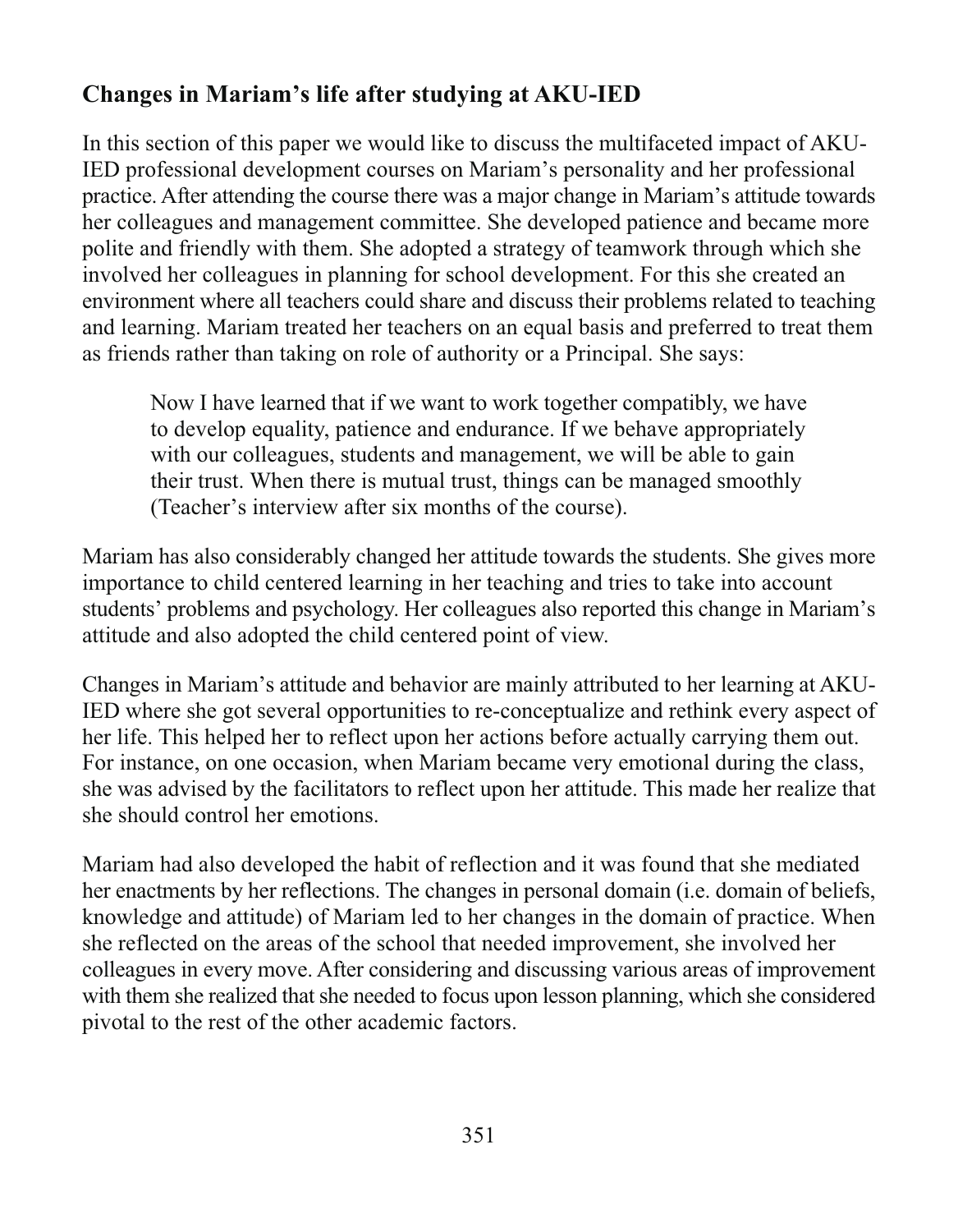## Changes in Mariam's life after studying at AKU-IED

In this section of this paper we would like to discuss the multifaceted impact of AKU-IED professional development courses on Mariam's personality and her professional practice. After attending the course there was a major change in Mariam's attitude towards her colleagues and management committee. She developed patience and became more polite and friendly with them. She adopted a strategy of teamwork through which she involved her colleagues in planning for school development. For this she created an environment where all teachers could share and discuss their problems related to teaching and learning. Mariam treated her teachers on an equal basis and preferred to treat them as friends rather than taking on role of authority or a Principal. She says:

> Now I have learned that if we want to work together compatibly, we have to develop equality, patience and endurance. If we behave appropriately with our colleagues, students and management, we will be able to gain their trust. When there is mutual trust, things can be managed smoothly (Teacher's interview after six months of the course).

Mariam has also considerably changed her attitude towards the students. She gives more importance to child centered learning in her teaching and tries to take into account students' problems and psychology. Her colleagues also reported this change in Mariam's attitude and also adopted the child centered point of view.

Changes in Mariam's attitude and behavior are mainly attributed to her learning at AKU-IED where she got several opportunities to re-conceptualize and rethink every aspect of her life. This helped her to reflect upon her actions before actually carrying them out. For instance, on one occasion, when Mariam became very emotional during the class, she was advised by the facilitators to reflect upon her attitude. This made her realize that she should control her emotions.

Mariam had also developed the habit of reflection and it was found that she mediated her enactments by her reflections. The changes in personal domain (i.e. domain of beliefs, knowledge and attitude) of Mariam led to her changes in the domain of practice. When she reflected on the areas of the school that needed improvement, she involved her colleagues in every move. After considering and discussing various areas of improvement with them she realized that she needed to focus upon lesson planning, which she considered pivotal to the rest of the other academic factors.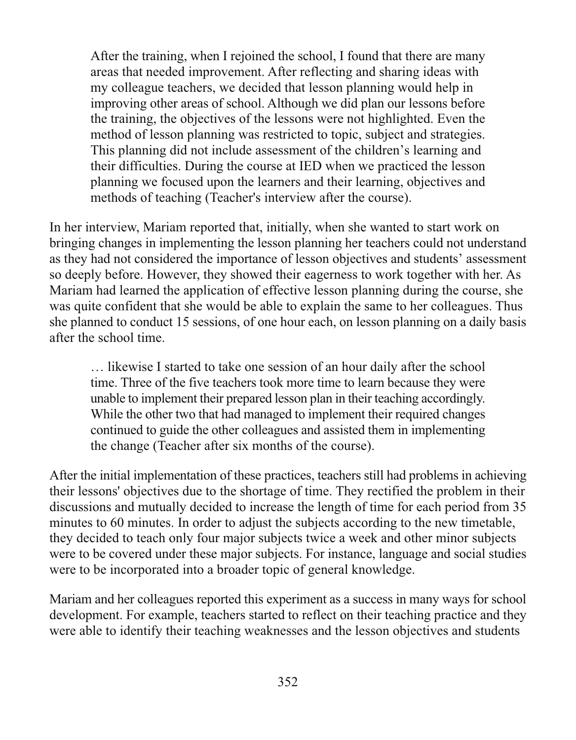> After the training, when I rejoined the school, I found that there are many areas that needed improvement. After reflecting and sharing ideas with my colleague teachers, we decided that lesson planning would help in improving other areas of school. Although we did plan our lessons before the training, the objectives of the lessons were not highlighted. Even the method of lesson planning was restricted to topic, subject and strategies. This planning did not include assessment of the children's learning and their difficulties. During the course at IED when we practiced the lesson planning we focused upon the learners and their learning, objectives and methods of teaching (Teacher's interview after the course).

In her interview, Mariam reported that, initially, when she wanted to start work on bringing changes in implementing the lesson planning her teachers could not understand as they had not considered the importance of lesson objectives and students' assessment so deeply before. However, they showed their eagerness to work together with her. As Mariam had learned the application of effective lesson planning during the course, she was quite confident that she would be able to explain the same to her colleagues. Thus she planned to conduct 15 sessions, of one hour each, on lesson planning on a daily basis after the school time.

> … likewise I started to take one session of an hour daily after the school time. Three of the five teachers took more time to learn because they were unable to implement their prepared lesson plan in their teaching accordingly. While the other two that had managed to implement their required changes continued to guide the other colleagues and assisted them in implementing the change (Teacher after six months of the course).

After the initial implementation of these practices, teachers still had problems in achieving their lessons' objectives due to the shortage of time. They rectified the problem in their discussions and mutually decided to increase the length of time for each period from 35 minutes to 60 minutes. In order to adjust the subjects according to the new timetable, they decided to teach only four major subjects twice a week and other minor subjects were to be covered under these major subjects. For instance, language and social studies were to be incorporated into a broader topic of general knowledge.

Mariam and her colleagues reported this experiment as a success in many ways for school development. For example, teachers started to reflect on their teaching practice and they were able to identify their teaching weaknesses and the lesson objectives and students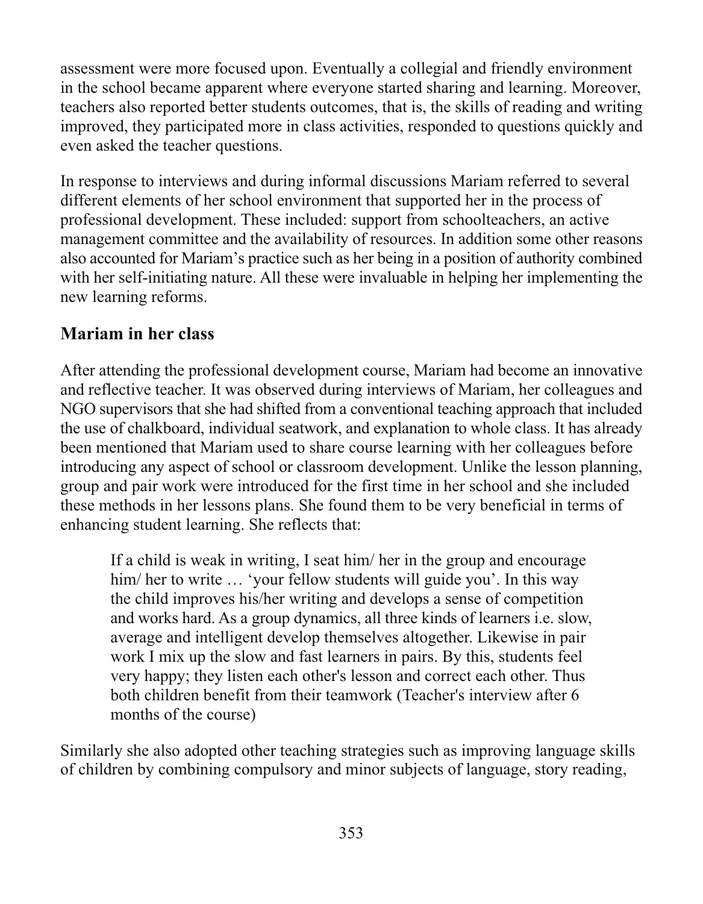assessment were more focused upon. Eventually a collegial and friendly environment in the school became apparent where everyone started sharing and learning. Moreover, teachers also reported better students outcomes, that is, the skills of reading and writing improved, they participated more in class activities, responded to questions quickly and even asked the teacher questions.

In response to interviews and during informal discussions Mariam referred to several different elements of her school environment that supported her in the process of professional development. These included: support from schoolteachers, an active management committee and the availability of resources. In addition some other reasons also accounted for Mariam's practice such as her being in a position of authority combined with her self-initiating nature. All these were invaluable in helping her implementing the new learning reforms.

## Mariam in her class

After attending the professional development course, Mariam had become an innovative and reflective teacher. It was observed during interviews of Mariam, her colleagues and NGO supervisors that she had shifted from a conventional teaching approach that included the use of chalkboard, individual seatwork, and explanation to whole class. It has already been mentioned that Mariam used to share course learning with her colleagues before introducing any aspect of school or classroom development. Unlike the lesson planning, group and pair work were introduced for the first time in her school and she included these methods in her lessons plans. She found them to be very beneficial in terms of enhancing student learning. She reflects that:

> If a child is weak in writing, I seat him/ her in the group and encourage him/ her to write … 'your fellow students will guide you'. In this way the child improves his/her writing and develops a sense of competition and works hard. As a group dynamics, all three kinds of learners i.e. slow, average and intelligent develop themselves altogether. Likewise in pair work I mix up the slow and fast learners in pairs. By this, students feel very happy; they listen each other's lesson and correct each other. Thus both children benefit from their teamwork (Teacher's interview after 6 months of the course)

Similarly she also adopted other teaching strategies such as improving language skills of children by combining compulsory and minor subjects of language, story reading,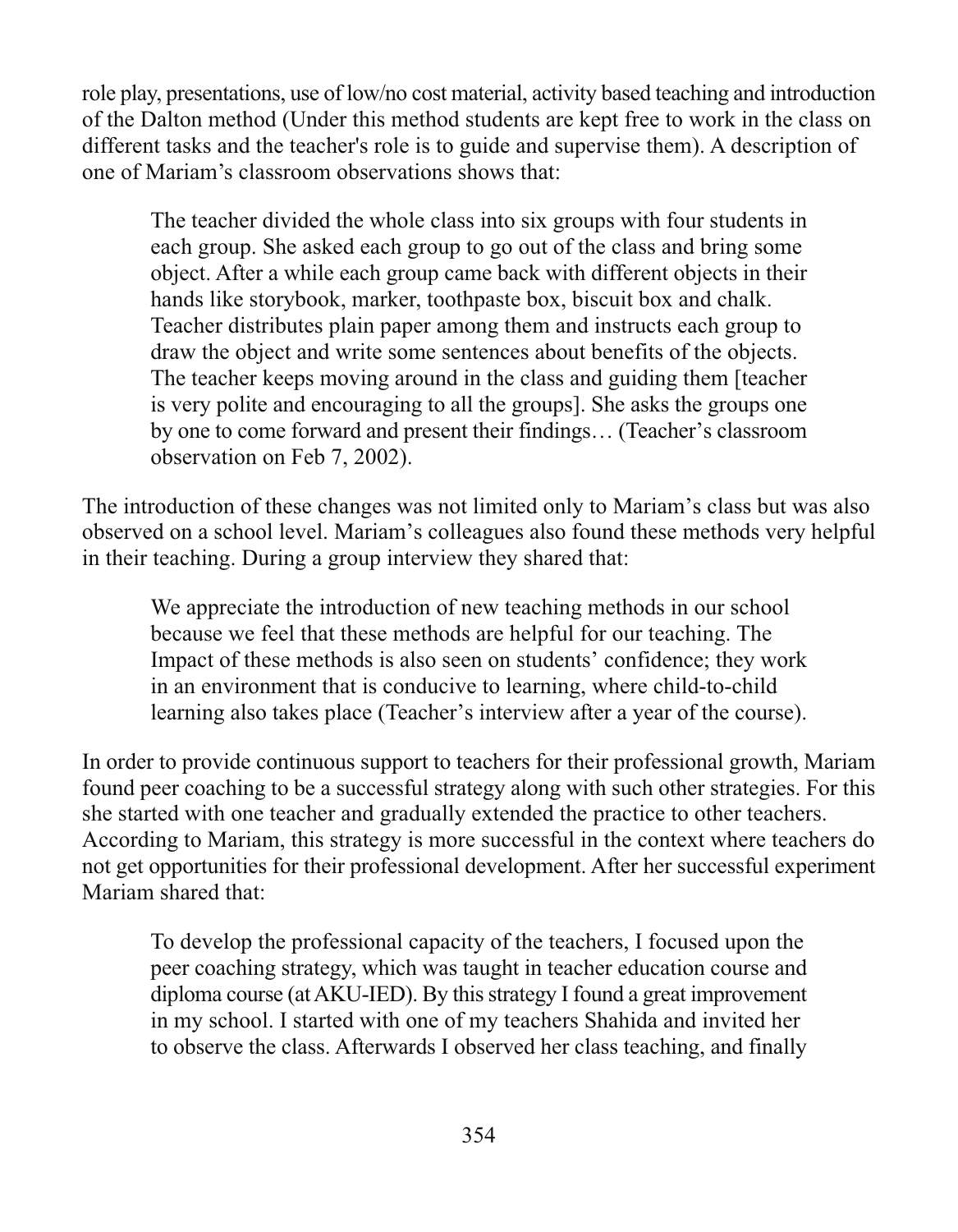role play, presentations, use of low/no cost material, activity based teaching and introduction of the Dalton method (Under this method students are kept free to work in the class on different tasks and the teacher's role is to guide and supervise them). A description of one of Mariam's classroom observations shows that:

> The teacher divided the whole class into six groups with four students in each group. She asked each group to go out of the class and bring some object. After a while each group came back with different objects in their hands like storybook, marker, toothpaste box, biscuit box and chalk. Teacher distributes plain paper among them and instructs each group to draw the object and write some sentences about benefits of the objects. The teacher keeps moving around in the class and guiding them [teacher is very polite and encouraging to all the groups]. She asks the groups one by one to come forward and present their findings… (Teacher's classroom observation on Feb 7, 2002).

The introduction of these changes was not limited only to Mariam's class but was also observed on a school level. Mariam's colleagues also found these methods very helpful in their teaching. During a group interview they shared that:

> We appreciate the introduction of new teaching methods in our school because we feel that these methods are helpful for our teaching. The Impact of these methods is also seen on students' confidence; they work in an environment that is conducive to learning, where child-to-child learning also takes place (Teacher's interview after a year of the course).

In order to provide continuous support to teachers for their professional growth, Mariam found peer coaching to be a successful strategy along with such other strategies. For this she started with one teacher and gradually extended the practice to other teachers. According to Mariam, this strategy is more successful in the context where teachers do not get opportunities for their professional development. After her successful experiment Mariam shared that:

> To develop the professional capacity of the teachers, I focused upon the peer coaching strategy, which was taught in teacher education course and diploma course (at AKU-IED). By this strategy I found a great improvement in my school. I started with one of my teachers Shahida and invited her to observe the class. Afterwards I observed her class teaching, and finally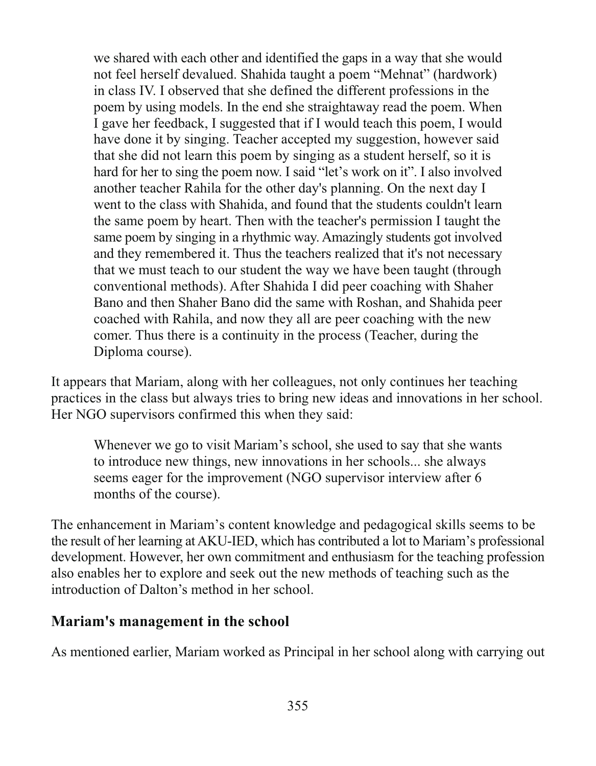> we shared with each other and identified the gaps in a way that she would not feel herself devalued. Shahida taught a poem "Mehnat" (hardwork) in class IV. I observed that she defined the different professions in the poem by using models. In the end she straightaway read the poem. When I gave her feedback, I suggested that if I would teach this poem, I would have done it by singing. Teacher accepted my suggestion, however said that she did not learn this poem by singing as a student herself, so it is hard for her to sing the poem now. I said "let's work on it". I also involved another teacher Rahila for the other day's planning. On the next day I went to the class with Shahida, and found that the students couldn't learn the same poem by heart. Then with the teacher's permission I taught the same poem by singing in a rhythmic way. Amazingly students got involved and they remembered it. Thus the teachers realized that it's not necessary that we must teach to our student the way we have been taught (through conventional methods). After Shahida I did peer coaching with Shaher Bano and then Shaher Bano did the same with Roshan, and Shahida peer coached with Rahila, and now they all are peer coaching with the new comer. Thus there is a continuity in the process (Teacher, during the Diploma course).

It appears that Mariam, along with her colleagues, not only continues her teaching practices in the class but always tries to bring new ideas and innovations in her school. Her NGO supervisors confirmed this when they said:

> Whenever we go to visit Mariam's school, she used to say that she wants to introduce new things, new innovations in her schools... she always seems eager for the improvement (NGO supervisor interview after 6 months of the course).

The enhancement in Mariam's content knowledge and pedagogical skills seems to be the result of her learning at AKU-IED, which has contributed a lot to Mariam's professional development. However, her own commitment and enthusiasm for the teaching profession also enables her to explore and seek out the new methods of teaching such as the introduction of Dalton's method in her school.

## Mariam's management in the school

As mentioned earlier, Mariam worked as Principal in her school along with carrying out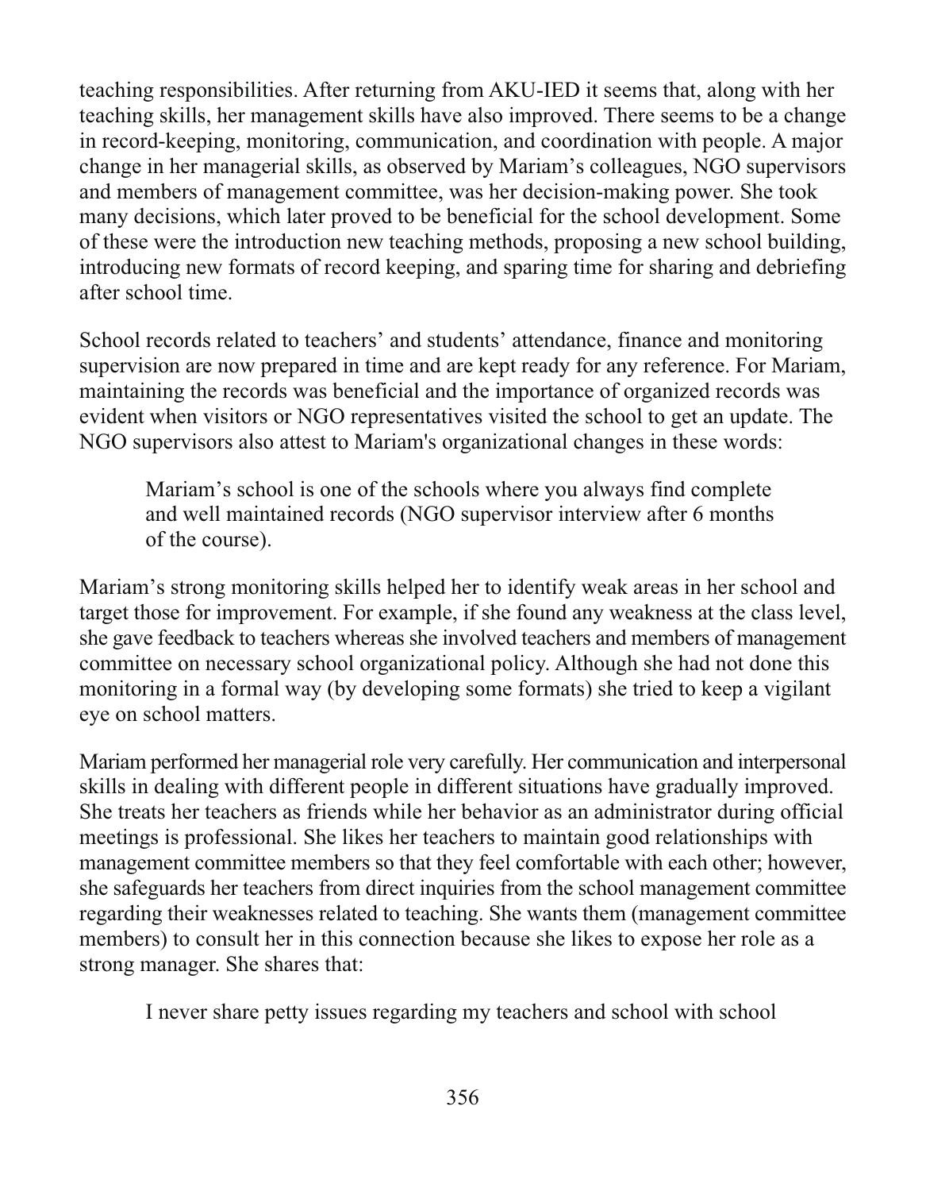teaching responsibilities. After returning from AKU-IED it seems that, along with her teaching skills, her management skills have also improved. There seems to be a change in record-keeping, monitoring, communication, and coordination with people. A major change in her managerial skills, as observed by Mariam's colleagues, NGO supervisors and members of management committee, was her decision-making power. She took many decisions, which later proved to be beneficial for the school development. Some of these were the introduction new teaching methods, proposing a new school building, introducing new formats of record keeping, and sparing time for sharing and debriefing after school time.

School records related to teachers' and students' attendance, finance and monitoring supervision are now prepared in time and are kept ready for any reference. For Mariam, maintaining the records was beneficial and the importance of organized records was evident when visitors or NGO representatives visited the school to get an update. The NGO supervisors also attest to Mariam's organizational changes in these words:

> Mariam's school is one of the schools where you always find complete and well maintained records (NGO supervisor interview after 6 months of the course).

Mariam's strong monitoring skills helped her to identify weak areas in her school and target those for improvement. For example, if she found any weakness at the class level, she gave feedback to teachers whereas she involved teachers and members of management committee on necessary school organizational policy. Although she had not done this monitoring in a formal way (by developing some formats) she tried to keep a vigilant eye on school matters.

Mariam performed her managerial role very carefully. Her communication and interpersonal skills in dealing with different people in different situations have gradually improved. She treats her teachers as friends while her behavior as an administrator during official meetings is professional. She likes her teachers to maintain good relationships with management committee members so that they feel comfortable with each other; however, she safeguards her teachers from direct inquiries from the school management committee regarding their weaknesses related to teaching. She wants them (management committee members) to consult her in this connection because she likes to expose her role as a strong manager. She shares that:

> I never share petty issues regarding my teachers and school with school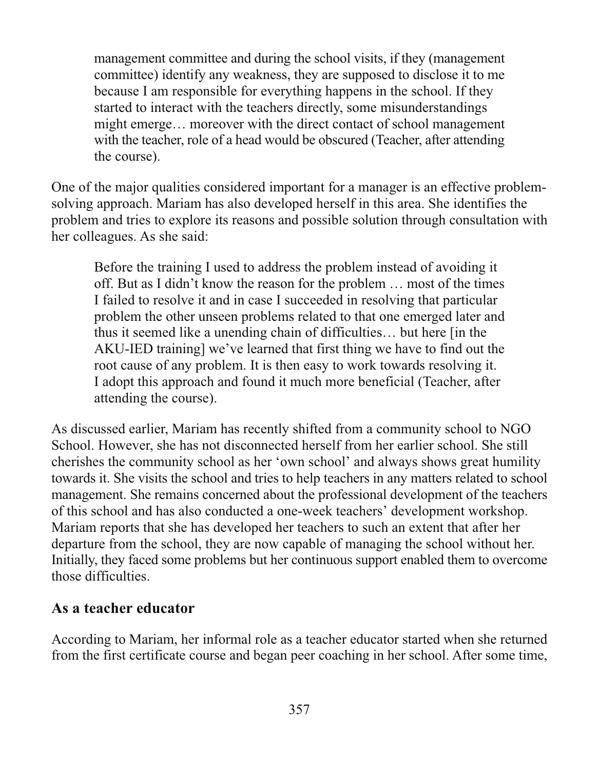> management committee and during the school visits, if they (management committee) identify any weakness, they are supposed to disclose it to me because I am responsible for everything happens in the school. If they started to interact with the teachers directly, some misunderstandings might emerge… moreover with the direct contact of school management with the teacher, role of a head would be obscured (Teacher, after attending the course).

One of the major qualities considered important for a manager is an effective problem-solving approach. Mariam has also developed herself in this area. She identifies the problem and tries to explore its reasons and possible solution through consultation with her colleagues. As she said:

> Before the training I used to address the problem instead of avoiding it off. But as I didn't know the reason for the problem … most of the times I failed to resolve it and in case I succeeded in resolving that particular problem the other unseen problems related to that one emerged later and thus it seemed like a unending chain of difficulties… but here [in the AKU-IED training] we've learned that first thing we have to find out the root cause of any problem. It is then easy to work towards resolving it. I adopt this approach and found it much more beneficial (Teacher, after attending the course).

As discussed earlier, Mariam has recently shifted from a community school to NGO School. However, she has not disconnected herself from her earlier school. She still cherishes the community school as her 'own school' and always shows great humility towards it. She visits the school and tries to help teachers in any matters related to school management. She remains concerned about the professional development of the teachers of this school and has also conducted a one-week teachers' development workshop. Mariam reports that she has developed her teachers to such an extent that after her departure from the school, they are now capable of managing the school without her. Initially, they faced some problems but her continuous support enabled them to overcome those difficulties.

## As a teacher educator

According to Mariam, her informal role as a teacher educator started when she returned from the first certificate course and began peer coaching in her school. After some time,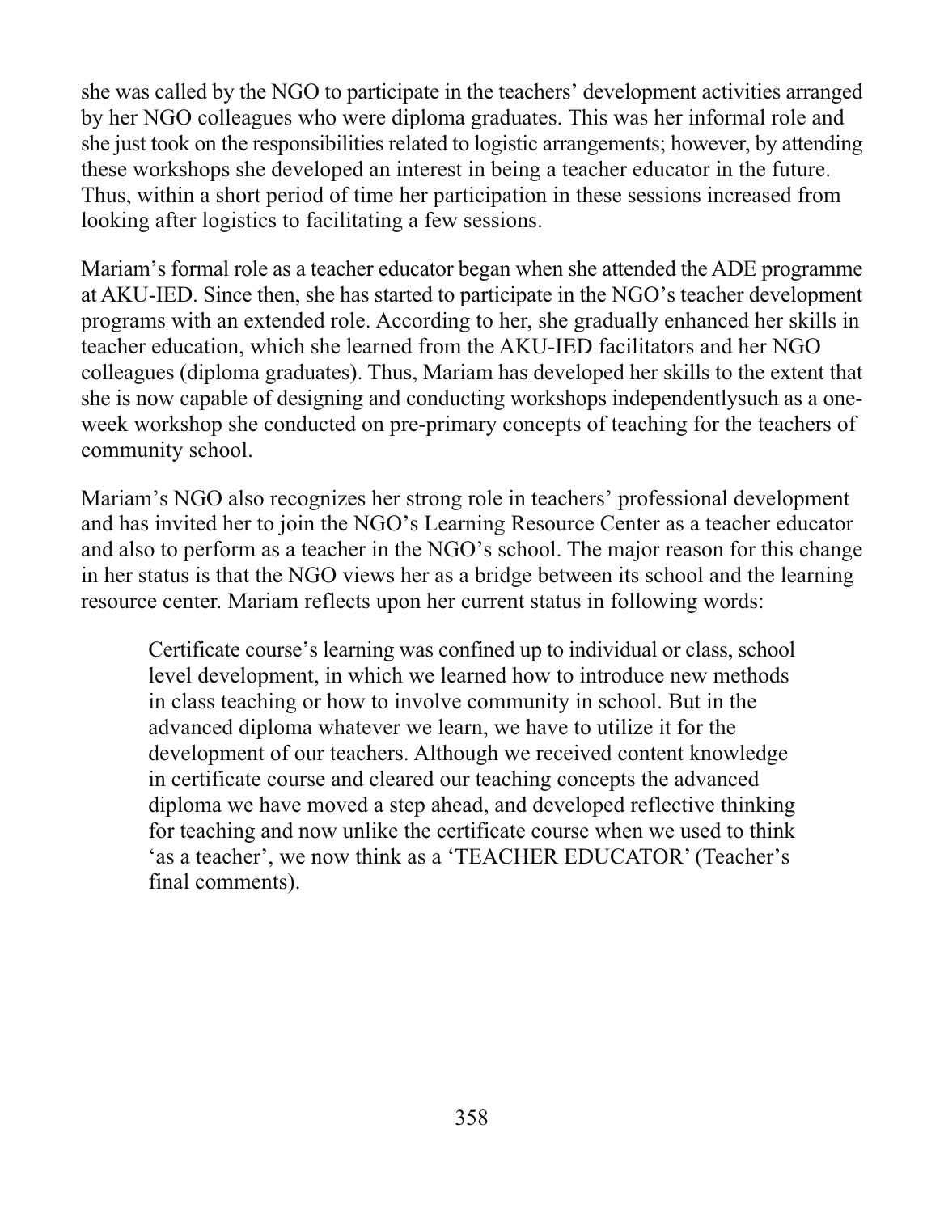she was called by the NGO to participate in the teachers' development activities arranged by her NGO colleagues who were diploma graduates. This was her informal role and she just took on the responsibilities related to logistic arrangements; however, by attending these workshops she developed an interest in being a teacher educator in the future. Thus, within a short period of time her participation in these sessions increased from looking after logistics to facilitating a few sessions.

Mariam's formal role as a teacher educator began when she attended the ADE programme at AKU-IED. Since then, she has started to participate in the NGO's teacher development programs with an extended role. According to her, she gradually enhanced her skills in teacher education, which she learned from the AKU-IED facilitators and her NGO colleagues (diploma graduates). Thus, Mariam has developed her skills to the extent that she is now capable of designing and conducting workshops independentlysuch as a one-week workshop she conducted on pre-primary concepts of teaching for the teachers of community school.

Mariam's NGO also recognizes her strong role in teachers' professional development and has invited her to join the NGO's Learning Resource Center as a teacher educator and also to perform as a teacher in the NGO's school. The major reason for this change in her status is that the NGO views her as a bridge between its school and the learning resource center. Mariam reflects upon her current status in following words:

> Certificate course's learning was confined up to individual or class, school level development, in which we learned how to introduce new methods in class teaching or how to involve community in school. But in the advanced diploma whatever we learn, we have to utilize it for the development of our teachers. Although we received content knowledge in certificate course and cleared our teaching concepts the advanced diploma we have moved a step ahead, and developed reflective thinking for teaching and now unlike the certificate course when we used to think 'as a teacher', we now think as a 'TEACHER EDUCATOR' (Teacher's final comments).